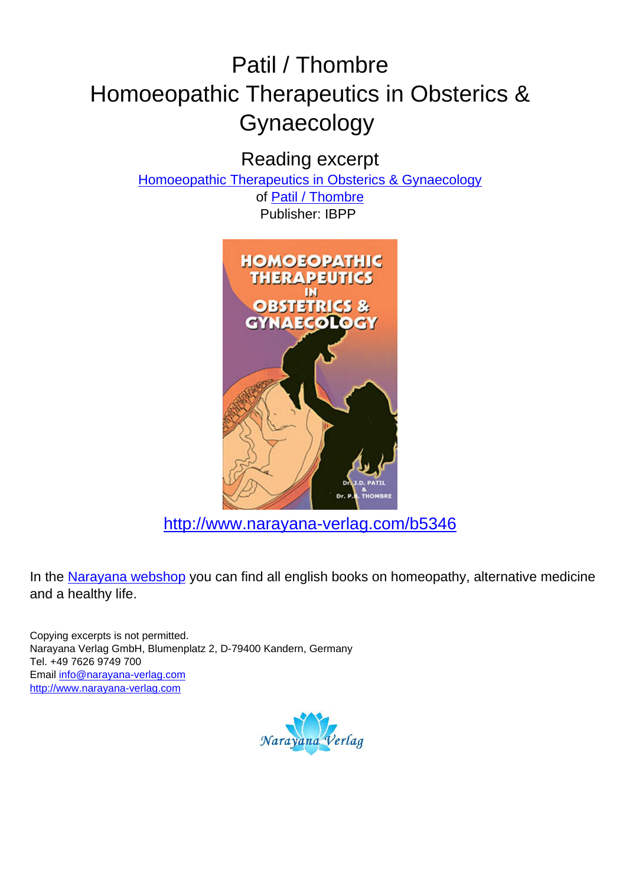# Patil / Thombre
# Homoeopathic Therapeutics in Obsterics & Gynaecology

## Reading excerpt

[Homoeopathic Therapeutics in Obsterics & Gynaecology](http://www.narayana-verlag.com/b5346)
of [Patil / Thombre](http://www.narayana-verlag.com/b5346)
Publisher: IBPP

[http://www.narayana-verlag.com/b5346](http://www.narayana-verlag.com/b5346)

In the [Narayana webshop](http://www.narayana-verlag.com) you can find all english books on homeopathy, alternative medicine and a healthy life.

Copying excerpts is not permitted.
Narayana Verlag GmbH, Blumenplatz 2, D-79400 Kandern, Germany
Tel. +49 7626 9749 700
Email [info@narayana-verlag.com](mailto:info@narayana-verlag.com)
[http://www.narayana-verlag.com](http://www.narayana-verlag.com)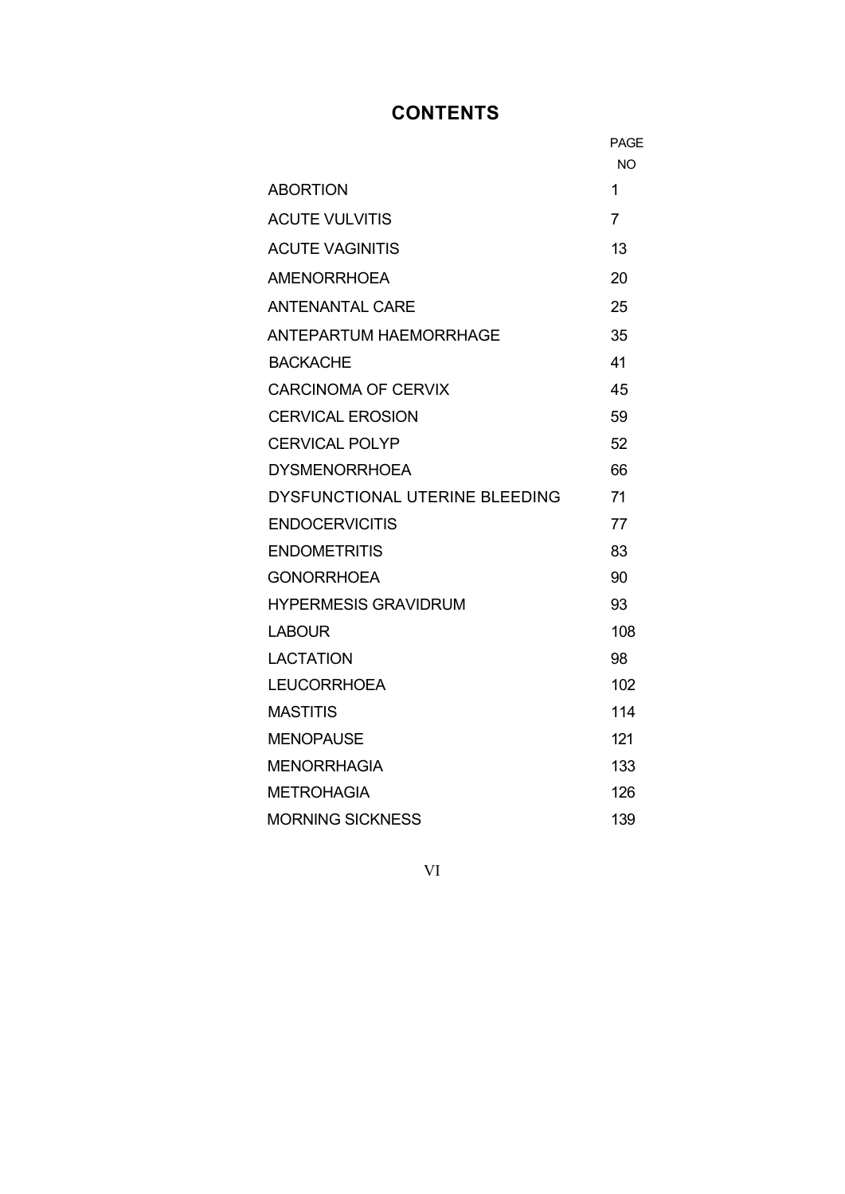# CONTENTS

| | PAGE NO |
|---|---|
| ABORTION | 1 |
| ACUTE VULVITIS | 7 |
| ACUTE VAGINITIS | 13 |
| AMENORRHOEA | 20 |
| ANTENANTAL CARE | 25 |
| ANTEPARTUM HAEMORRHAGE | 35 |
| BACKACHE | 41 |
| CARCINOMA OF CERVIX | 45 |
| CERVICAL EROSION | 59 |
| CERVICAL POLYP | 52 |
| DYSMENORRHOEA | 66 |
| DYSFUNCTIONAL UTERINE BLEEDING | 71 |
| ENDOCERVICITIS | 77 |
| ENDOMETRITIS | 83 |
| GONORRHOEA | 90 |
| HYPERMESIS GRAVIDRUM | 93 |
| LABOUR | 108 |
| LACTATION | 98 |
| LEUCORRHOEA | 102 |
| MASTITIS | 114 |
| MENOPAUSE | 121 |
| MENORRHAGIA | 133 |
| METROHAGIA | 126 |
| MORNING SICKNESS | 139 |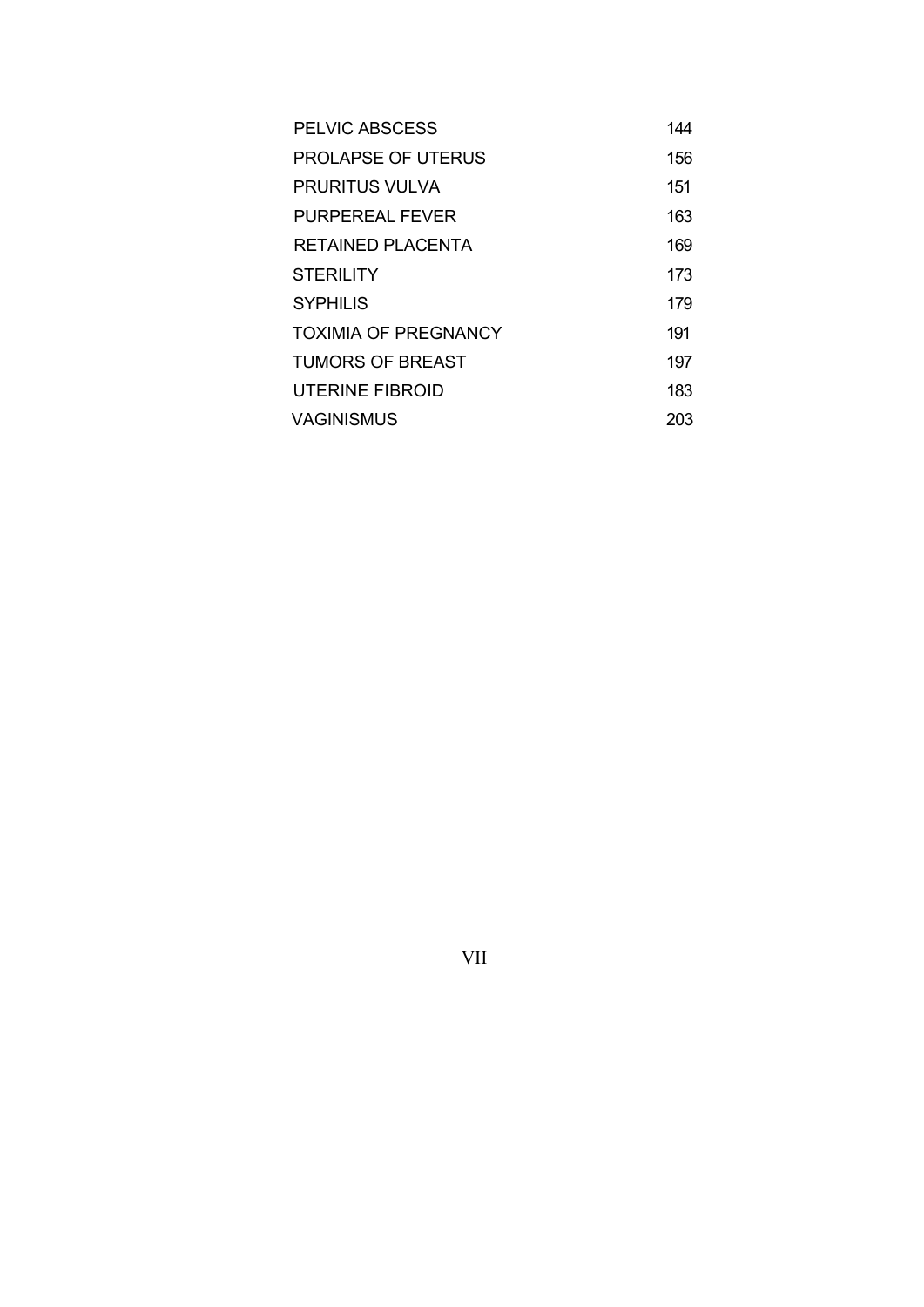| | |
|---|---|
| PELVIC ABSCESS | 144 |
| PROLAPSE OF UTERUS | 156 |
| PRURITUS VULVA | 151 |
| PURPEREAL FEVER | 163 |
| RETAINED PLACENTA | 169 |
| STERILITY | 173 |
| SYPHILIS | 179 |
| TOXIMIA OF PREGNANCY | 191 |
| TUMORS OF BREAST | 197 |
| UTERINE FIBROID | 183 |
| VAGINISMUS | 203 |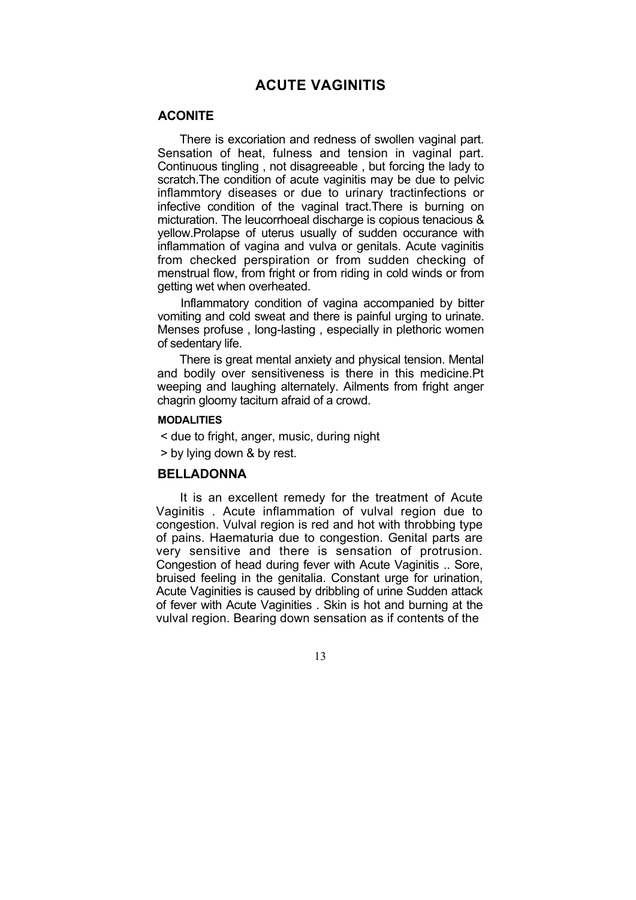# ACUTE VAGINITIS

## ACONITE

There is excoriation and redness of swollen vaginal part. Sensation of heat, fulness and tension in vaginal part. Continuous tingling , not disagreeable , but forcing the lady to scratch.The condition of acute vaginitis may be due to pelvic inflammtory diseases or due to urinary tractinfections or infective condition of the vaginal tract.There is burning on micturation. The leucorrhoeal discharge is copious tenacious & yellow.Prolapse of uterus usually of sudden occurance with inflammation of vagina and vulva or genitals. Acute vaginitis from checked perspiration or from sudden checking of menstrual flow, from fright or from riding in cold winds or from getting wet when overheated.

Inflammatory condition of vagina accompanied by bitter vomiting and cold sweat and there is painful urging to urinate. Menses profuse , long-lasting , especially in plethoric women of sedentary life.

There is great mental anxiety and physical tension. Mental and bodily over sensitiveness is there in this medicine.Pt weeping and laughing alternately. Ailments from fright anger chagrin gloomy taciturn afraid of a crowd.

#### MODALITIES

< due to fright, anger, music, during night

> by lying down & by rest.

## BELLADONNA

It is an excellent remedy for the treatment of Acute Vaginitis . Acute inflammation of vulval region due to congestion. Vulval region is red and hot with throbbing type of pains. Haematuria due to congestion. Genital parts are very sensitive and there is sensation of protrusion. Congestion of head during fever with Acute Vaginitis .. Sore, bruised feeling in the genitalia. Constant urge for urination, Acute Vaginities is caused by dribbling of urine Sudden attack of fever with Acute Vaginities . Skin is hot and burning at the vulval region. Bearing down sensation as if contents of the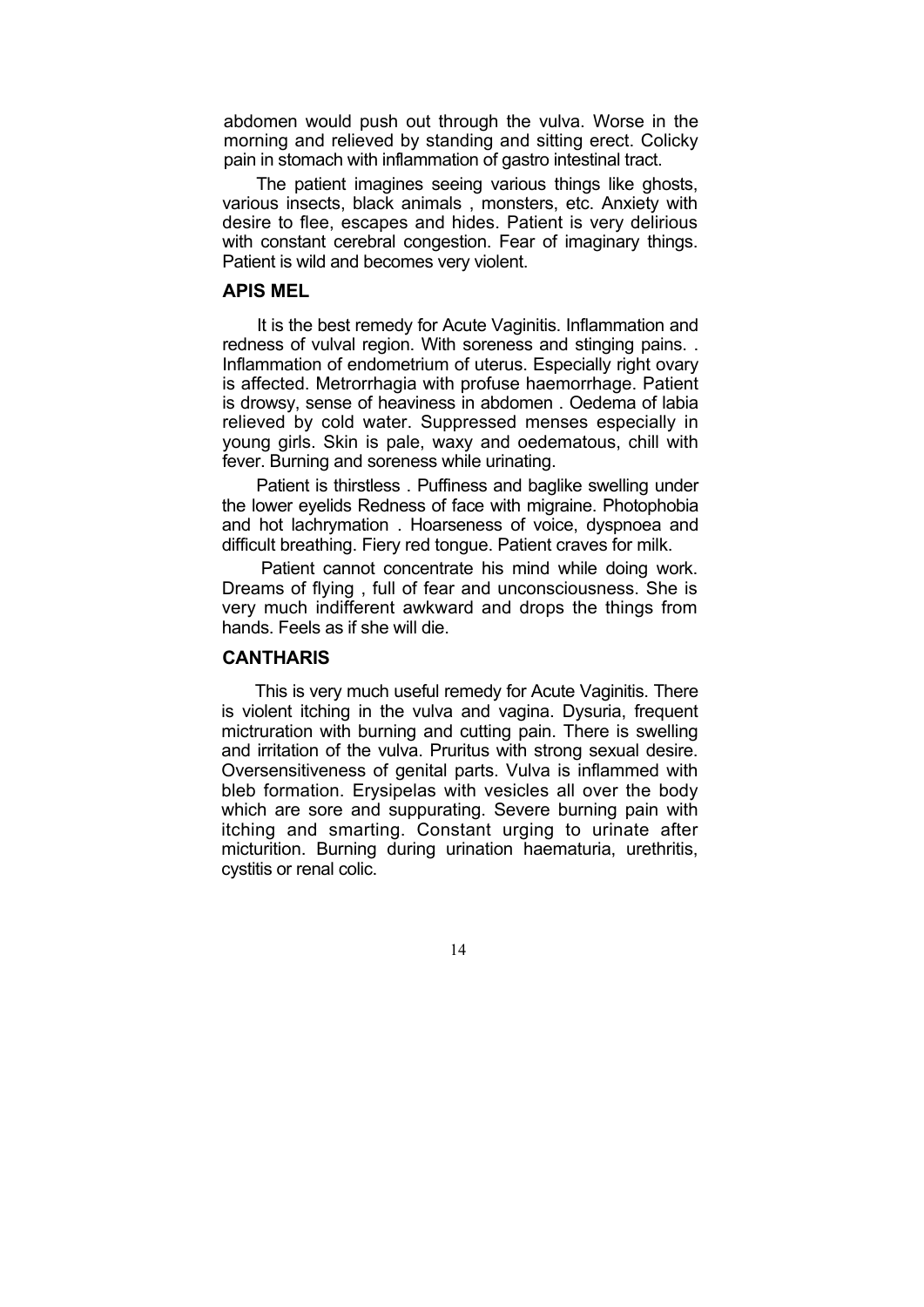abdomen would push out through the vulva. Worse in the morning and relieved by standing and sitting erect. Colicky pain in stomach with inflammation of gastro intestinal tract.

The patient imagines seeing various things like ghosts, various insects, black animals , monsters, etc. Anxiety with desire to flee, escapes and hides. Patient is very delirious with constant cerebral congestion. Fear of imaginary things. Patient is wild and becomes very violent.

## APIS MEL

It is the best remedy for Acute Vaginitis. Inflammation and redness of vulval region. With soreness and stinging pains. . Inflammation of endometrium of uterus. Especially right ovary is affected. Metrorrhagia with profuse haemorrhage. Patient is drowsy, sense of heaviness in abdomen . Oedema of labia relieved by cold water. Suppressed menses especially in young girls. Skin is pale, waxy and oedematous, chill with fever. Burning and soreness while urinating.

Patient is thirstless . Puffiness and baglike swelling under the lower eyelids Redness of face with migraine. Photophobia and hot lachrymation . Hoarseness of voice, dyspnoea and difficult breathing. Fiery red tongue. Patient craves for milk.

Patient cannot concentrate his mind while doing work. Dreams of flying , full of fear and unconsciousness. She is very much indifferent awkward and drops the things from hands. Feels as if she will die.

## CANTHARIS

This is very much useful remedy for Acute Vaginitis. There is violent itching in the vulva and vagina. Dysuria, frequent mictruration with burning and cutting pain. There is swelling and irritation of the vulva. Pruritus with strong sexual desire. Oversensitiveness of genital parts. Vulva is inflammed with bleb formation. Erysipelas with vesicles all over the body which are sore and suppurating. Severe burning pain with itching and smarting. Constant urging to urinate after micturition. Burning during urination haematuria, urethritis, cystitis or renal colic.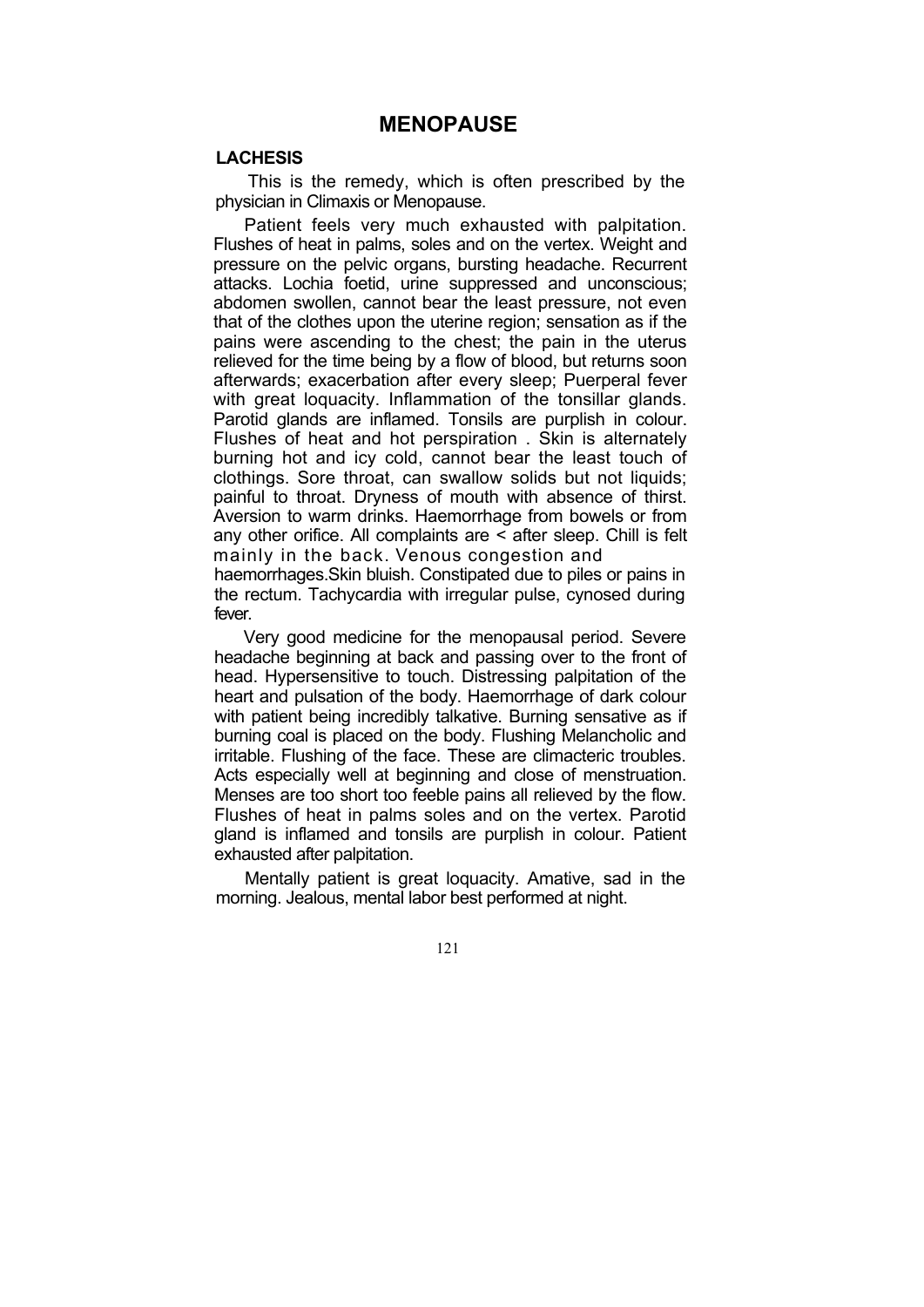# MENOPAUSE

## LACHESIS

This is the remedy, which is often prescribed by the physician in Climaxis or Menopause.

Patient feels very much exhausted with palpitation. Flushes of heat in palms, soles and on the vertex. Weight and pressure on the pelvic organs, bursting headache. Recurrent attacks. Lochia foetid, urine suppressed and unconscious; abdomen swollen, cannot bear the least pressure, not even that of the clothes upon the uterine region; sensation as if the pains were ascending to the chest; the pain in the uterus relieved for the time being by a flow of blood, but returns soon afterwards; exacerbation after every sleep; Puerperal fever with great loquacity. Inflammation of the tonsillar glands. Parotid glands are inflamed. Tonsils are purplish in colour. Flushes of heat and hot perspiration . Skin is alternately burning hot and icy cold, cannot bear the least touch of clothings. Sore throat, can swallow solids but not liquids; painful to throat. Dryness of mouth with absence of thirst. Aversion to warm drinks. Haemorrhage from bowels or from any other orifice. All complaints are < after sleep. Chill is felt mainly in the back. Venous congestion and haemorrhages.Skin bluish. Constipated due to piles or pains in the rectum. Tachycardia with irregular pulse, cynosed during fever.

Very good medicine for the menopausal period. Severe headache beginning at back and passing over to the front of head. Hypersensitive to touch. Distressing palpitation of the heart and pulsation of the body. Haemorrhage of dark colour with patient being incredibly talkative. Burning sensative as if burning coal is placed on the body. Flushing Melancholic and irritable. Flushing of the face. These are climacteric troubles. Acts especially well at beginning and close of menstruation. Menses are too short too feeble pains all relieved by the flow. Flushes of heat in palms soles and on the vertex. Parotid gland is inflamed and tonsils are purplish in colour. Patient exhausted after palpitation.

Mentally patient is great loquacity. Amative, sad in the morning. Jealous, mental labor best performed at night.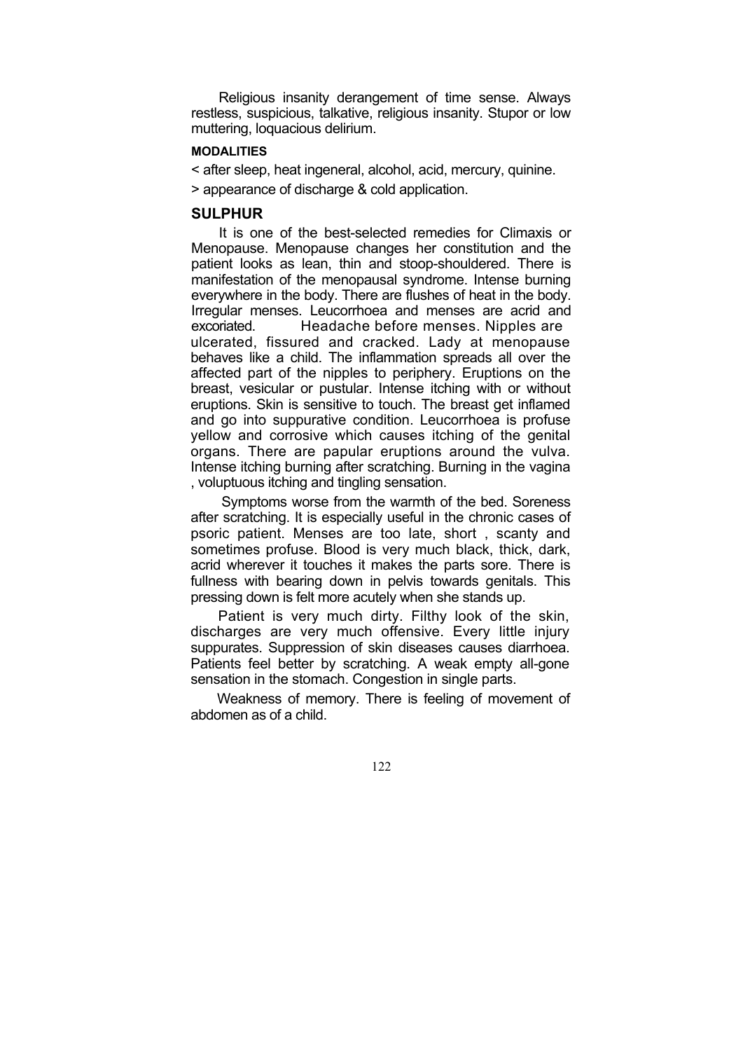Religious insanity derangement of time sense. Always restless, suspicious, talkative, religious insanity. Stupor or low muttering, loquacious delirium.

#### MODALITIES

< after sleep, heat ingeneral, alcohol, acid, mercury, quinine.

> appearance of discharge & cold application.

### SULPHUR

It is one of the best-selected remedies for Climaxis or Menopause. Menopause changes her constitution and the patient looks as lean, thin and stoop-shouldered. There is manifestation of the menopausal syndrome. Intense burning everywhere in the body. There are flushes of heat in the body. Irregular menses. Leucorrhoea and menses are acrid and excoriated. Headache before menses. Nipples are ulcerated, fissured and cracked. Lady at menopause behaves like a child. The inflammation spreads all over the affected part of the nipples to periphery. Eruptions on the breast, vesicular or pustular. Intense itching with or without eruptions. Skin is sensitive to touch. The breast get inflamed and go into suppurative condition. Leucorrhoea is profuse yellow and corrosive which causes itching of the genital organs. There are papular eruptions around the vulva. Intense itching burning after scratching. Burning in the vagina , voluptuous itching and tingling sensation.

Symptoms worse from the warmth of the bed. Soreness after scratching. It is especially useful in the chronic cases of psoric patient. Menses are too late, short , scanty and sometimes profuse. Blood is very much black, thick, dark, acrid wherever it touches it makes the parts sore. There is fullness with bearing down in pelvis towards genitals. This pressing down is felt more acutely when she stands up.

Patient is very much dirty. Filthy look of the skin, discharges are very much offensive. Every little injury suppurates. Suppression of skin diseases causes diarrhoea. Patients feel better by scratching. A weak empty all-gone sensation in the stomach. Congestion in single parts.

Weakness of memory. There is feeling of movement of abdomen as of a child.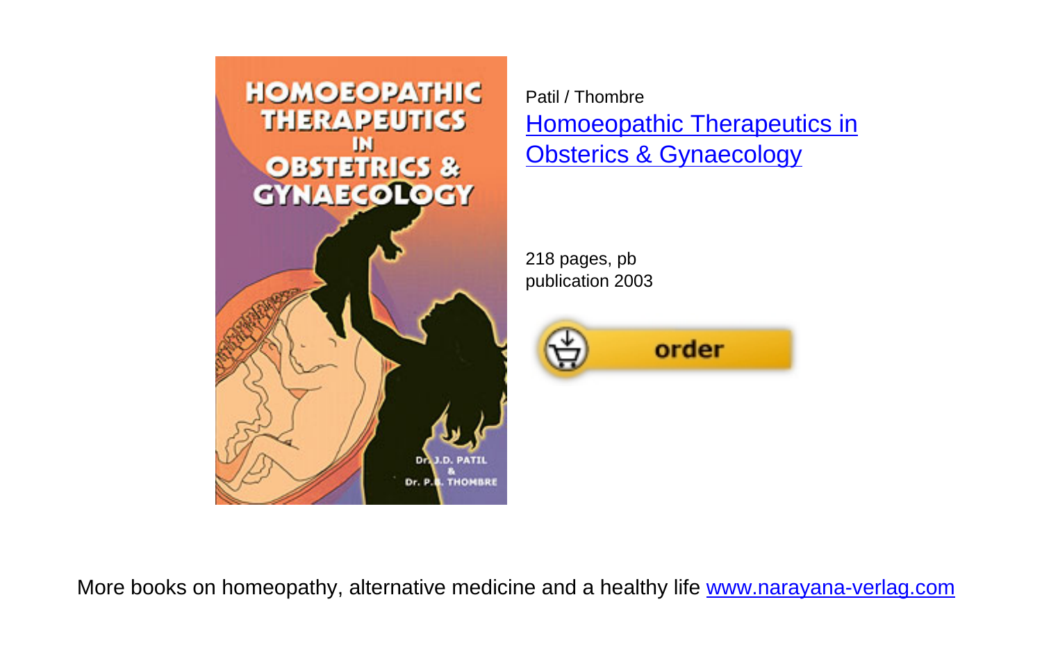Patil / Thombre

[Homoeopathic Therapeutics in Obsterics & Gynaecology](#)

218 pages, pb
publication 2003

order

More books on homeopathy, alternative medicine and a healthy life [www.narayana-verlag.com](http://www.narayana-verlag.com)